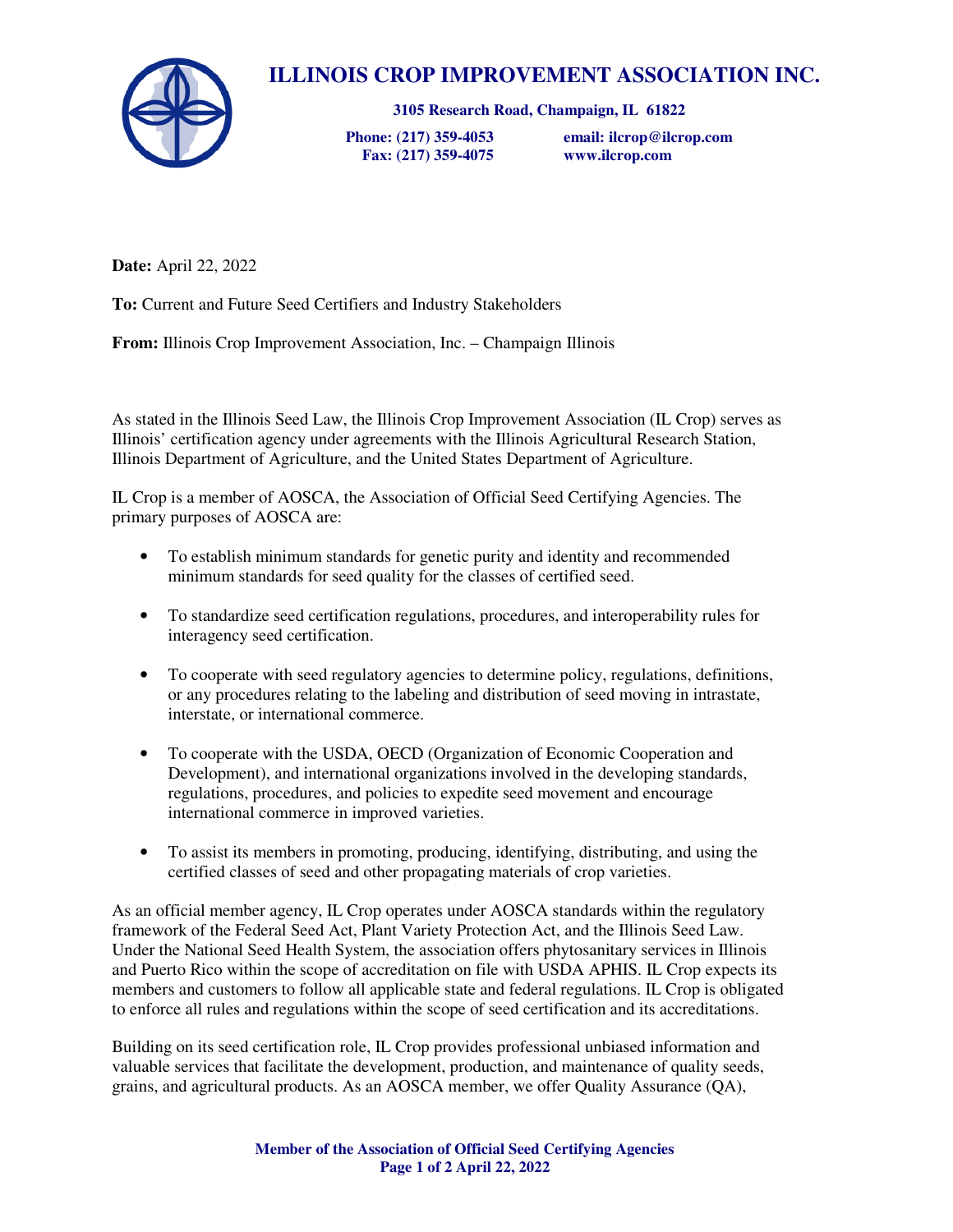# ILLINOIS CROP IMPROVEMENT ASSOCIATION INC.

**3105 Research Road, Champaign, IL 61822**

**Phone: (217) 359-4053** **email: ilcrop@ilcrop.com**
**Fax: (217) 359-4075** **www.ilcrop.com**

**Date:** April 22, 2022

**To:** Current and Future Seed Certifiers and Industry Stakeholders

**From:** Illinois Crop Improvement Association, Inc. – Champaign Illinois

As stated in the Illinois Seed Law, the Illinois Crop Improvement Association (IL Crop) serves as Illinois' certification agency under agreements with the Illinois Agricultural Research Station, Illinois Department of Agriculture, and the United States Department of Agriculture.

IL Crop is a member of AOSCA, the Association of Official Seed Certifying Agencies. The primary purposes of AOSCA are:

- To establish minimum standards for genetic purity and identity and recommended minimum standards for seed quality for the classes of certified seed.
- To standardize seed certification regulations, procedures, and interoperability rules for interagency seed certification.
- To cooperate with seed regulatory agencies to determine policy, regulations, definitions, or any procedures relating to the labeling and distribution of seed moving in intrastate, interstate, or international commerce.
- To cooperate with the USDA, OECD (Organization of Economic Cooperation and Development), and international organizations involved in the developing standards, regulations, procedures, and policies to expedite seed movement and encourage international commerce in improved varieties.
- To assist its members in promoting, producing, identifying, distributing, and using the certified classes of seed and other propagating materials of crop varieties.

As an official member agency, IL Crop operates under AOSCA standards within the regulatory framework of the Federal Seed Act, Plant Variety Protection Act, and the Illinois Seed Law. Under the National Seed Health System, the association offers phytosanitary services in Illinois and Puerto Rico within the scope of accreditation on file with USDA APHIS. IL Crop expects its members and customers to follow all applicable state and federal regulations. IL Crop is obligated to enforce all rules and regulations within the scope of seed certification and its accreditations.

Building on its seed certification role, IL Crop provides professional unbiased information and valuable services that facilitate the development, production, and maintenance of quality seeds, grains, and agricultural products. As an AOSCA member, we offer Quality Assurance (QA),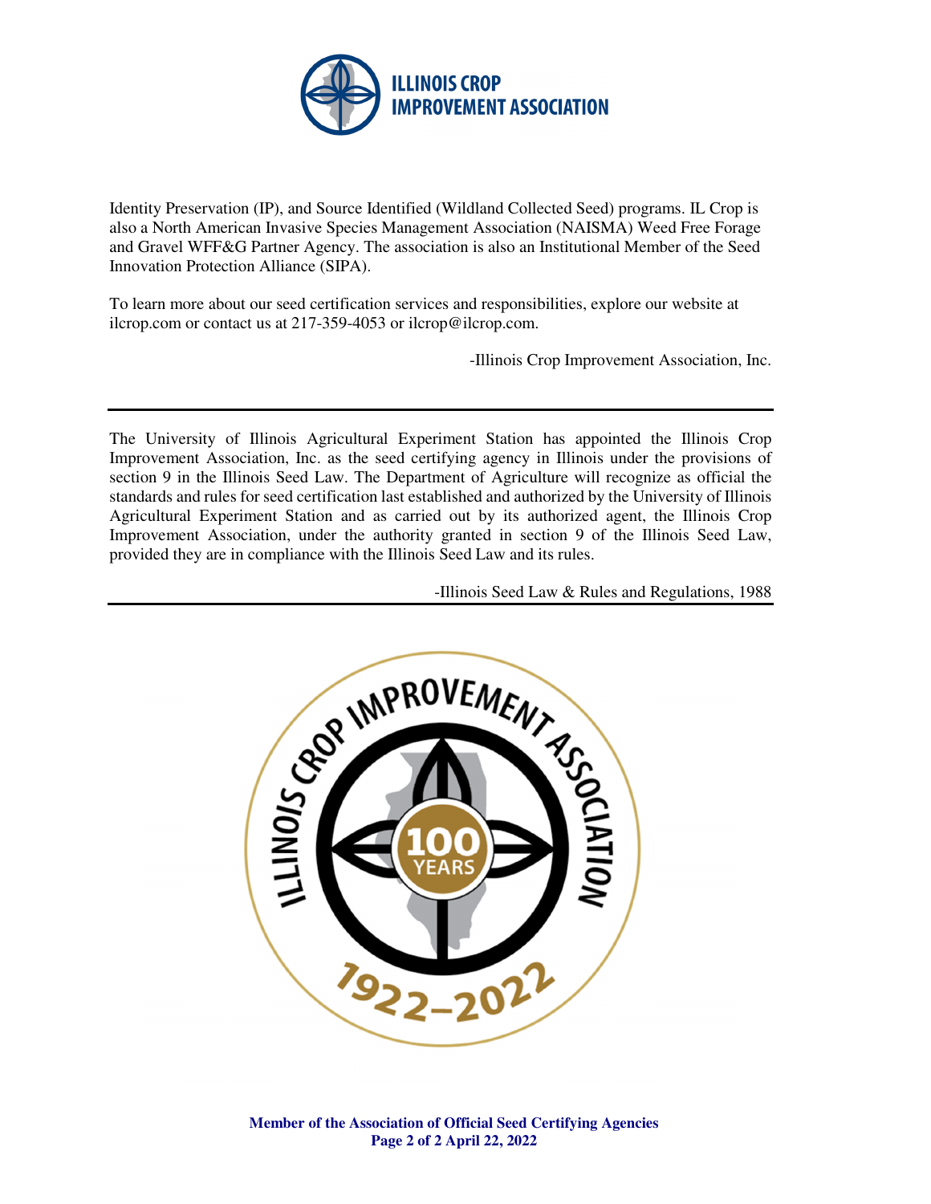Identity Preservation (IP), and Source Identified (Wildland Collected Seed) programs. IL Crop is also a North American Invasive Species Management Association (NAISMA) Weed Free Forage and Gravel WFF&G Partner Agency. The association is also an Institutional Member of the Seed Innovation Protection Alliance (SIPA).

To learn more about our seed certification services and responsibilities, explore our website at ilcrop.com or contact us at 217-359-4053 or ilcrop@ilcrop.com.

-Illinois Crop Improvement Association, Inc.

---

The University of Illinois Agricultural Experiment Station has appointed the Illinois Crop Improvement Association, Inc. as the seed certifying agency in Illinois under the provisions of section 9 in the Illinois Seed Law. The Department of Agriculture will recognize as official the standards and rules for seed certification last established and authorized by the University of Illinois Agricultural Experiment Station and as carried out by its authorized agent, the Illinois Crop Improvement Association, under the authority granted in section 9 of the Illinois Seed Law, provided they are in compliance with the Illinois Seed Law and its rules.

-Illinois Seed Law & Rules and Regulations, 1988

---

**Member of the Association of Official Seed Certifying Agencies**

**April 22, 2022**